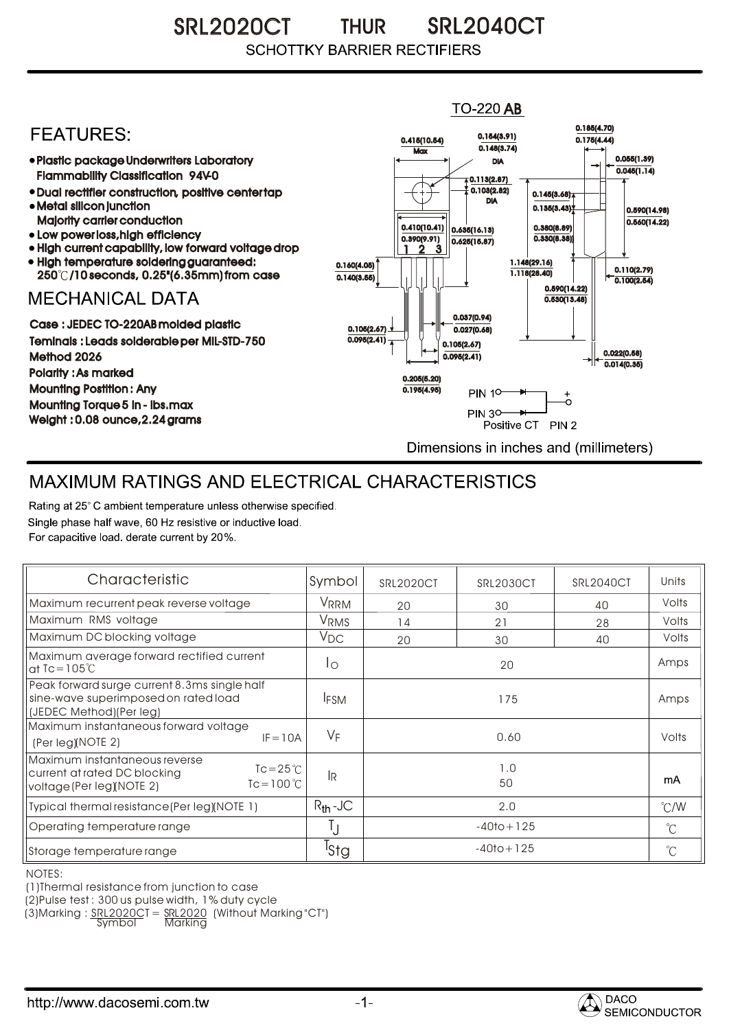# SRL2020CT THUR SRL2040CT

SCHOTTKY BARRIER RECTIFIERS

## FEATURES:

- Plastic package Underwriters Laboratory Flammability Classification 94V-0
- Dual rectifier construction, positive center tap
- Metal silicon junction Majority carrier conduction
- Low power loss, high efficiency
- High current capability, low forward voltage drop
- High temperature soldering guaranteed: 250℃/10 seconds, 0.25"(6.35mm) from case

## MECHANICAL DATA

Case : JEDEC TO-220AB molded plastic

Teminals : Leads solderable per MIL-STD-750 Method 2026

Polarity : As marked

Mounting Postition : Any

Mounting Torque 5 in - lbs.max

Weight : 0.08 ounce, 2.24 grams

TO-220 AB

PIN 1, PIN 3, Positive CT PIN 2

Dimensions in inches and (millimeters)

## MAXIMUM RATINGS AND ELECTRICAL CHARACTERISTICS

Rating at 25° C ambient temperature unless otherwise specified.
Single phase half wave, 60 Hz resistive or inductive load.
For capacitive load. derate current by 20%.

| Characteristic | | Symbol | SRL2020CT | SRL2030CT | SRL2040CT | Units |
|---|---|---|---|---|---|---|
| Maximum recurrent peak reverse voltage | | $V_{RRM}$ | 20 | 30 | 40 | Volts |
| Maximum RMS voltage | | $V_{RMS}$ | 14 | 21 | 28 | Volts |
| Maximum DC blocking voltage | | $V_{DC}$ | 20 | 30 | 40 | Volts |
| Maximum average forward rectified current at Tc=105℃ | | $I_O$ | 20 | | | Amps |
| Peak forward surge current 8.3ms single half sine-wave superimposed on rated load (JEDEC Method)(Per leg) | | $I_{FSM}$ | 175 | | | Amps |
| Maximum instantaneous forward voltage (Per leg)(NOTE 2) | IF=10A | $V_F$ | 0.60 | | | Volts |
| Maximum instantaneous reverse current at rated DC blocking voltage (Per leg)(NOTE 2) | Tc=25℃ | $I_R$ | 1.0 | | | mA |
| | Tc=100℃ | | 50 | | | |
| Typical thermal resistance (Per leg)(NOTE 1) | | $R_{th}$-JC | 2.0 | | | ℃/W |
| Operating temperature range | | $T_J$ | -40to+125 | | | ℃ |
| Storage temperature range | | $T_{Stg}$ | -40to+125 | | | ℃ |

NOTES:

(1)Thermal resistance from junction to case

(2)Pulse test : 300 us pulse width, 1% duty cycle

(3)Marking : SRL2020CT = SRL2020 (Without Marking "CT")
Symbol Marking

http://www.dacosemi.com.tw

DACO SEMICONDUCTOR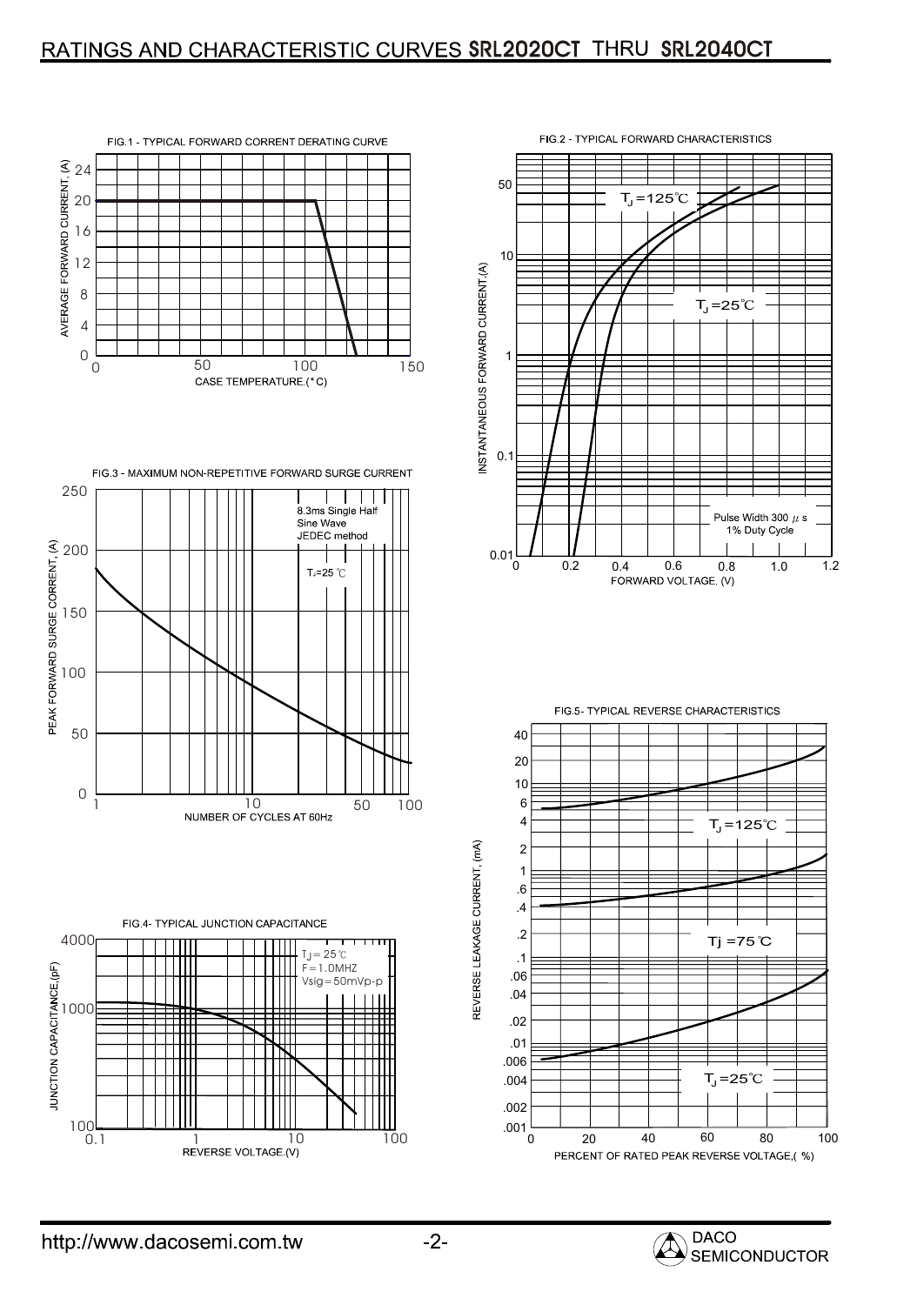# RATINGS AND CHARACTERISTIC CURVES SRL2020CT THRU SRL2040CT

FIG.1 - TYPICAL FORWARD CORRENT DERATING CURVE

AVERAGE FORWARD CURRENT, (A)

24
20
16
12
8
4
0

0
50
100
150

CASE TEMPERATURE.(°C)

FIG.2 - TYPICAL FORWARD CHARACTERISTICS

INSTANTANEOUS FORWARD CURRENT.(A)

50
10
1
0.1
0.01

$T_J$=125℃

$T_J$=25℃

Pulse Width 300 $\mu$ s
1% Duty Cycle

0
0.2
0.4
0.6
0.8
1.0
1.2

FORWARD VOLTAGE. (V)

FIG.3 - MAXIMUM NON-REPETITIVE FORWARD SURGE CURRENT

PEAK FORWARD SURGE CORRENT, (A)

250
200
150
100
50
0

8.3ms Single Half
Sine Wave
JEDEC method

$T_J$=25 ℃

1
10
50
100

NUMBER OF CYCLES AT 60Hz

FIG.4- TYPICAL JUNCTION CAPACITANCE

JUNCTION CAPACITANCE,(pF)

4000
1000
100

$T_J$= 25 ℃
F=1.0MHZ
Vsig=50mVp-p

0.1
1
10
100

REVERSE VOLTAGE.(V)

FIG.5- TYPICAL REVERSE CHARACTERISTICS

REVERSE LEAKAGE CURRENT, (mA)

40
20
10
6
4
2
1
.6
.4
.2
.1
.06
.04
.02
.01
.006
.004
.002
.001

$T_J$=125℃

Tj =75℃

$T_J$=25℃

0
20
40
60
80
100

PERCENT OF RATED PEAK REVERSE VOLTAGE,( %)

http://www.dacosemi.com.tw

DACO SEMICONDUCTOR